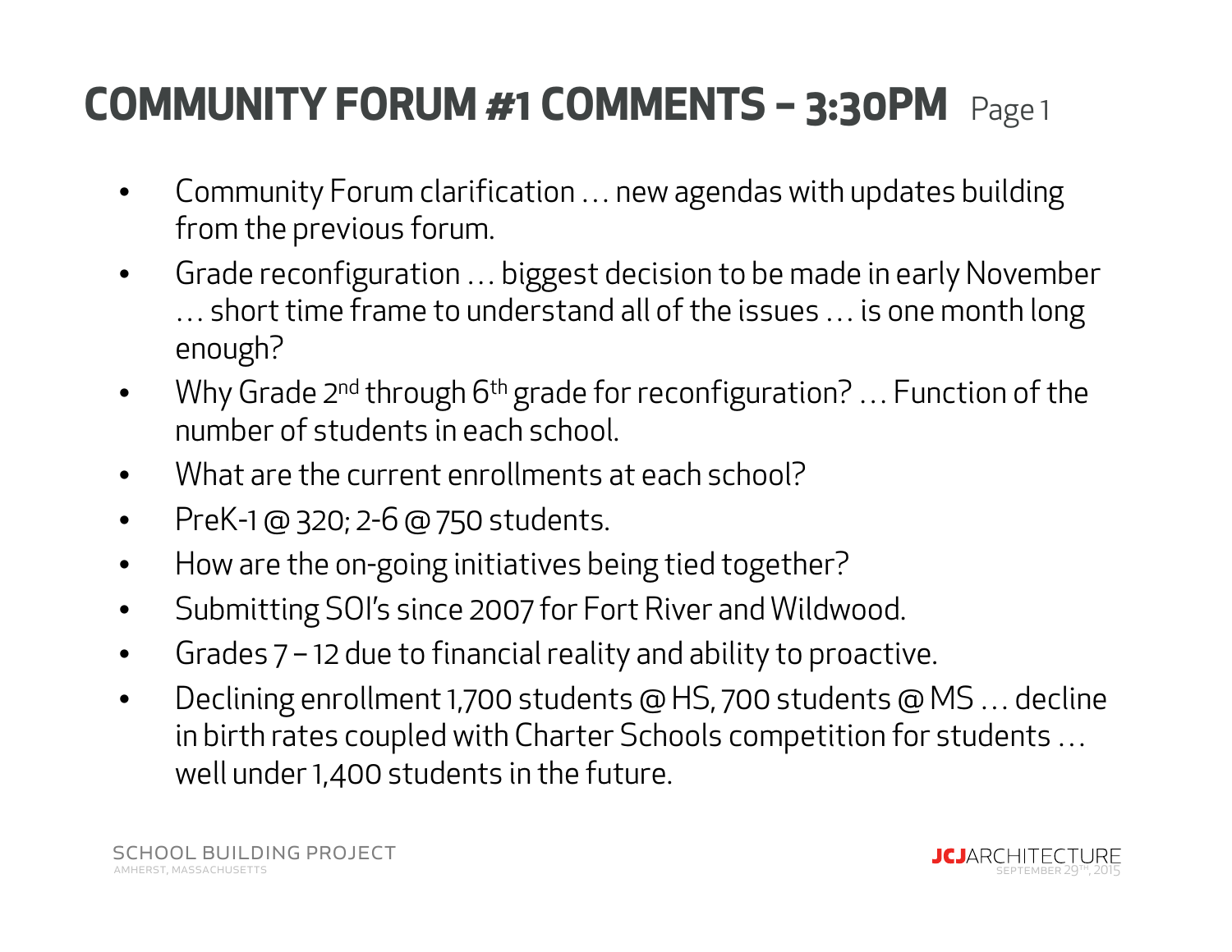# COMMUNITY FORUM #1 COMMENTS – 3:30PM Page 1

- Community Forum clarification … new agendas with updates building from the previous forum.
- Grade reconfiguration … biggest decision to be made in early November … short time frame to understand all of the issues … is one month long enough?
- Why Grade 2nd through 6th grade for reconfiguration? … Function of the number of students in each school.
- What are the current enrollments at each school?
- PreK-1 @ 320; 2-6 @ 750 students.
- How are the on-going initiatives being tied together?
- Submitting SOI's since 2007 for Fort River and Wildwood.
- Grades 7 – 12 due to financial reality and ability to proactive.
- Declining enrollment 1,700 students @ HS, 700 students @ MS … decline in birth rates coupled with Charter Schools competition for students … well under 1,400 students in the future.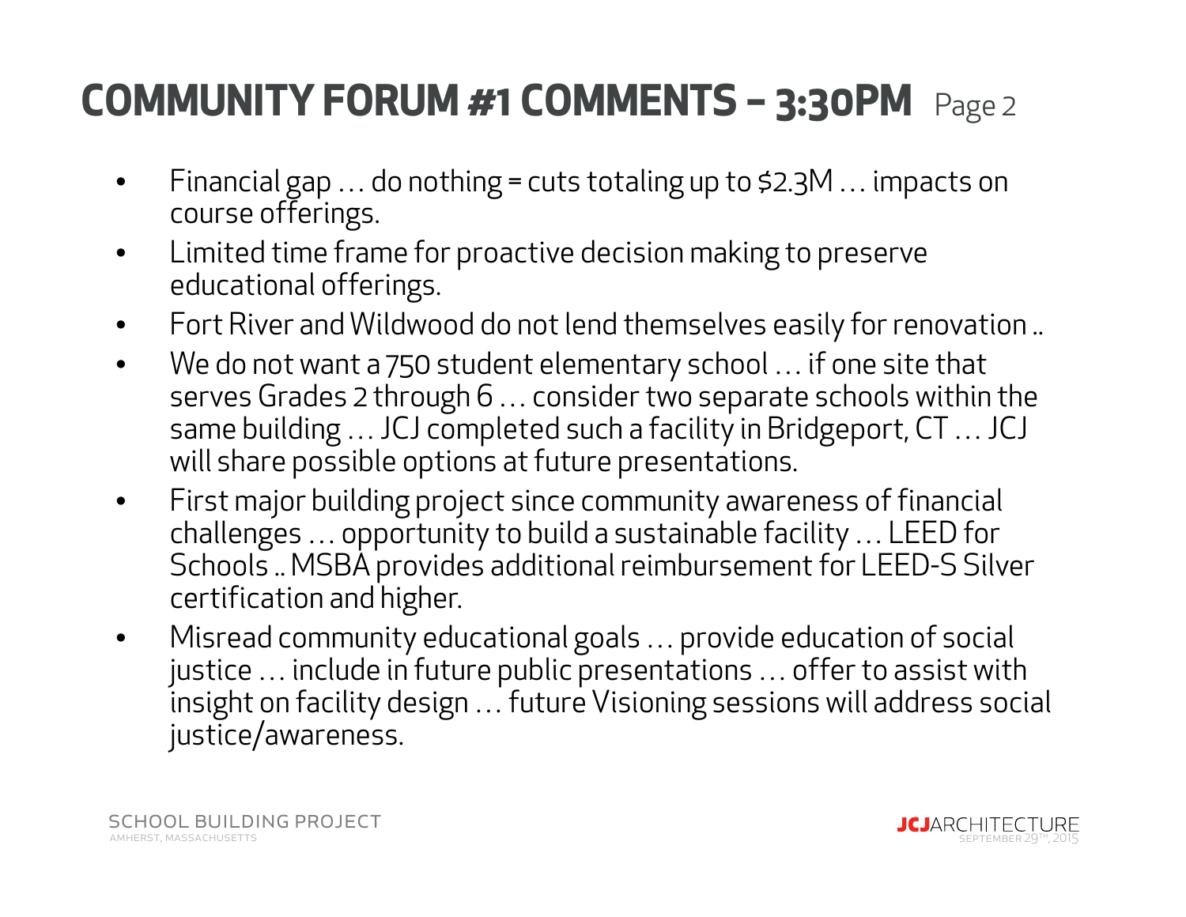# COMMUNITY FORUM #1 COMMENTS – 3:30PM Page 2

- Financial gap … do nothing = cuts totaling up to $2.3M … impacts on course offerings.
- Limited time frame for proactive decision making to preserve educational offerings.
- Fort River and Wildwood do not lend themselves easily for renovation ..
- We do not want a 750 student elementary school … if one site that serves Grades 2 through 6 … consider two separate schools within the same building … JCJ completed such a facility in Bridgeport, CT … JCJ will share possible options at future presentations.
- First major building project since community awareness of financial challenges … opportunity to build a sustainable facility … LEED for Schools .. MSBA provides additional reimbursement for LEED-S Silver certification and higher.
- Misread community educational goals … provide education of social justice … include in future public presentations … offer to assist with insight on facility design … future Visioning sessions will address social justice/awareness.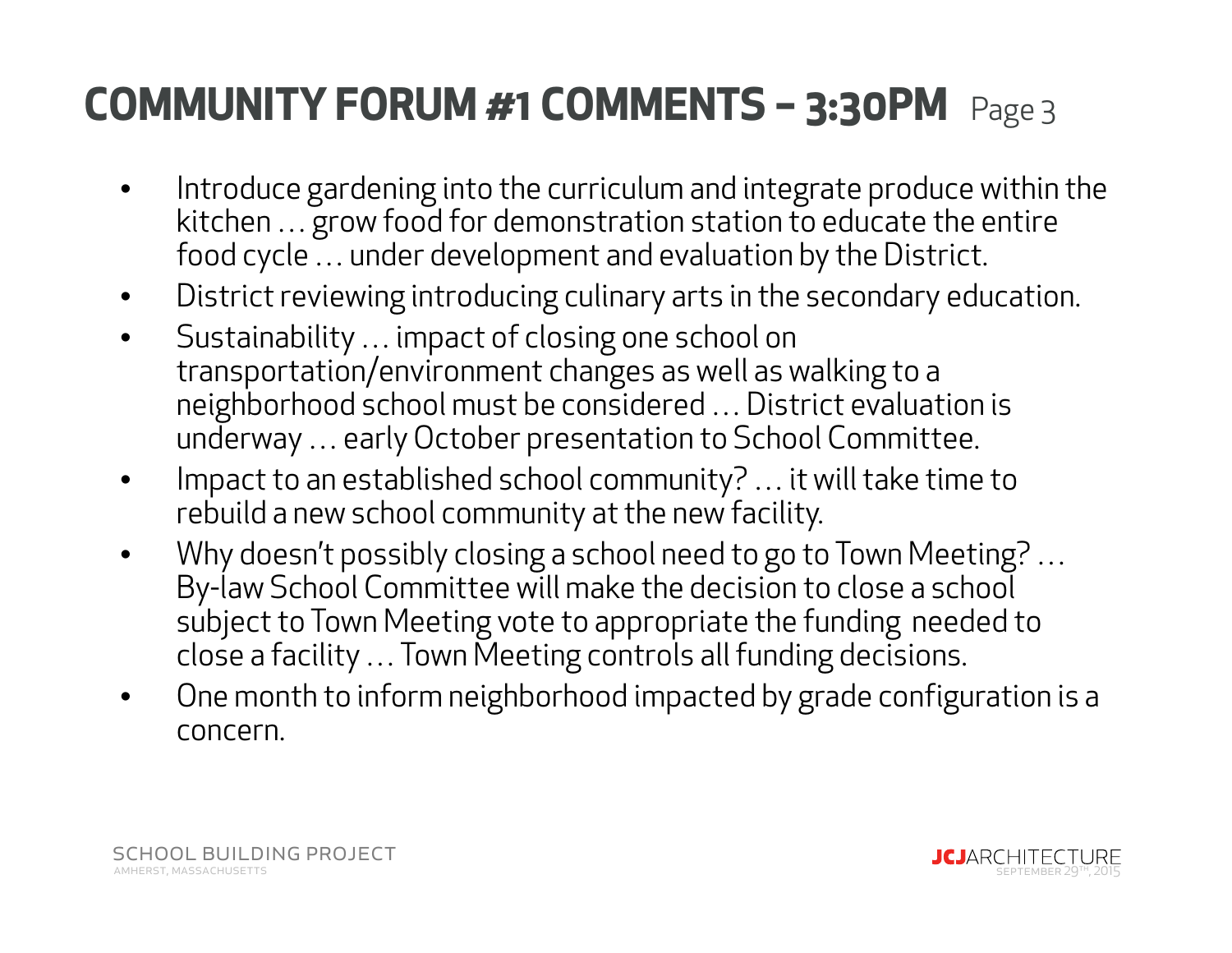# COMMUNITY FORUM #1 COMMENTS – 3:30PM Page 3

- Introduce gardening into the curriculum and integrate produce within the kitchen … grow food for demonstration station to educate the entire food cycle … under development and evaluation by the District.
- District reviewing introducing culinary arts in the secondary education.
- Sustainability … impact of closing one school on transportation/environment changes as well as walking to a neighborhood school must be considered … District evaluation is underway … early October presentation to School Committee.
- Impact to an established school community? … it will take time to rebuild a new school community at the new facility.
- Why doesn't possibly closing a school need to go to Town Meeting? … By-law School Committee will make the decision to close a school subject to Town Meeting vote to appropriate the funding needed to close a facility … Town Meeting controls all funding decisions.
- One month to inform neighborhood impacted by grade configuration is a concern.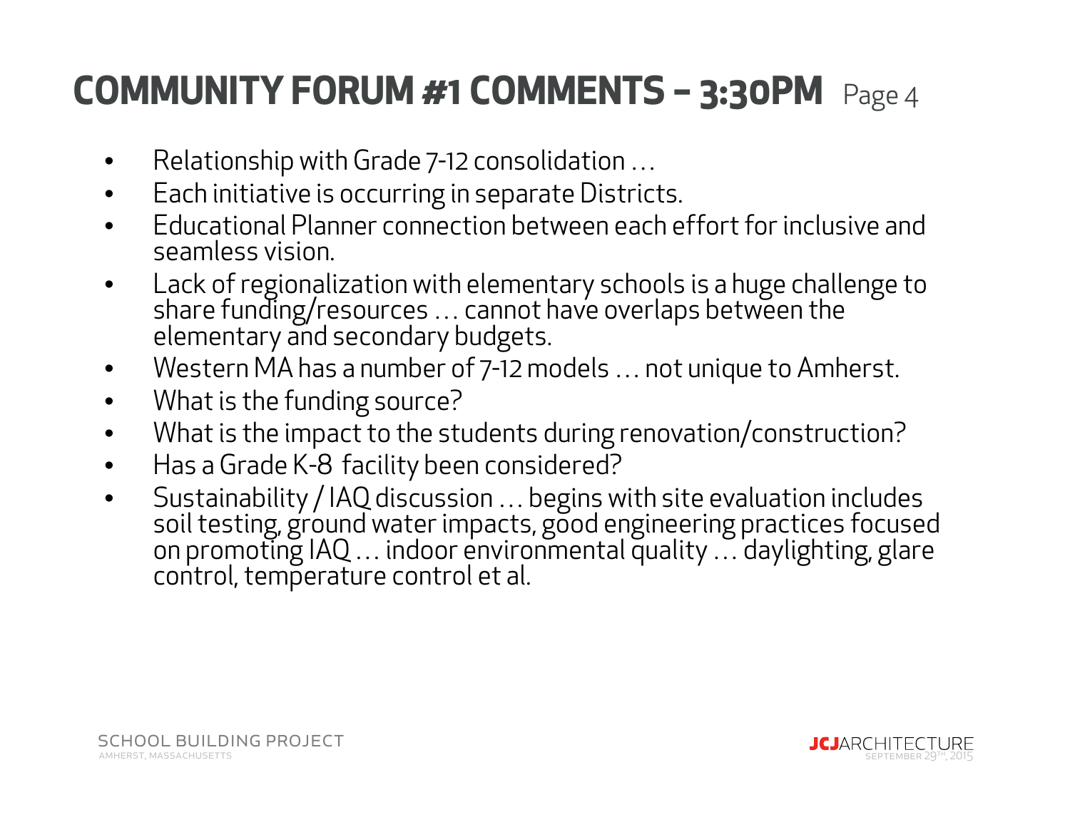# COMMUNITY FORUM #1 COMMENTS – 3:30PM Page 4

- Relationship with Grade 7-12 consolidation …
- Each initiative is occurring in separate Districts.
- Educational Planner connection between each effort for inclusive and seamless vision.
- Lack of regionalization with elementary schools is a huge challenge to share funding/resources … cannot have overlaps between the elementary and secondary budgets.
- Western MA has a number of 7-12 models … not unique to Amherst.
- What is the funding source?
- What is the impact to the students during renovation/construction?
- Has a Grade K-8 facility been considered?
- Sustainability / IAQ discussion … begins with site evaluation includes soil testing, ground water impacts, good engineering practices focused on promoting IAQ … indoor environmental quality … daylighting, glare control, temperature control et al.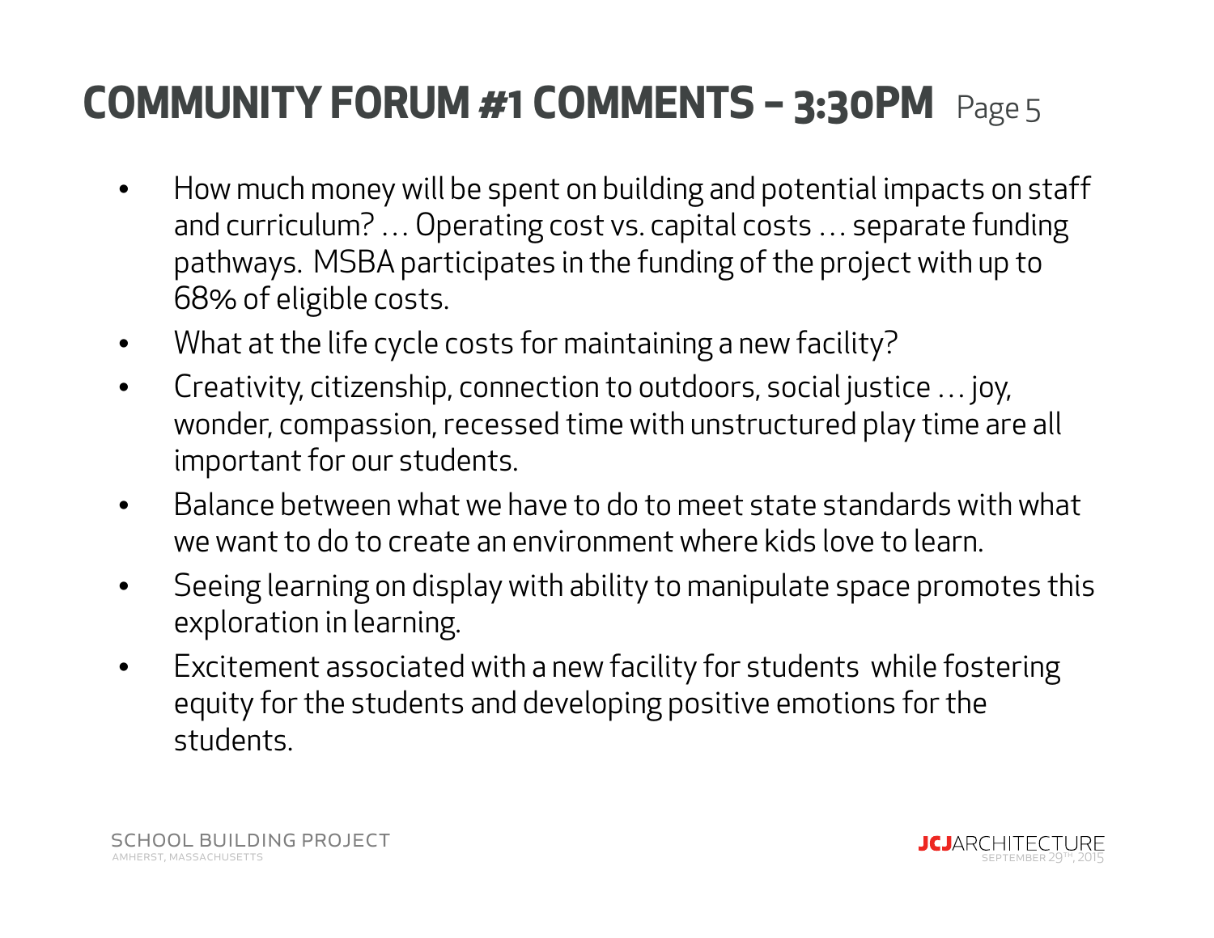# COMMUNITY FORUM #1 COMMENTS – 3:30PM

- How much money will be spent on building and potential impacts on staff and curriculum? … Operating cost vs. capital costs … separate funding pathways. MSBA participates in the funding of the project with up to 68% of eligible costs.
- What at the life cycle costs for maintaining a new facility?
- Creativity, citizenship, connection to outdoors, social justice … joy, wonder, compassion, recessed time with unstructured play time are all important for our students.
- Balance between what we have to do to meet state standards with what we want to do to create an environment where kids love to learn.
- Seeing learning on display with ability to manipulate space promotes this exploration in learning.
- Excitement associated with a new facility for students while fostering equity for the students and developing positive emotions for the students.